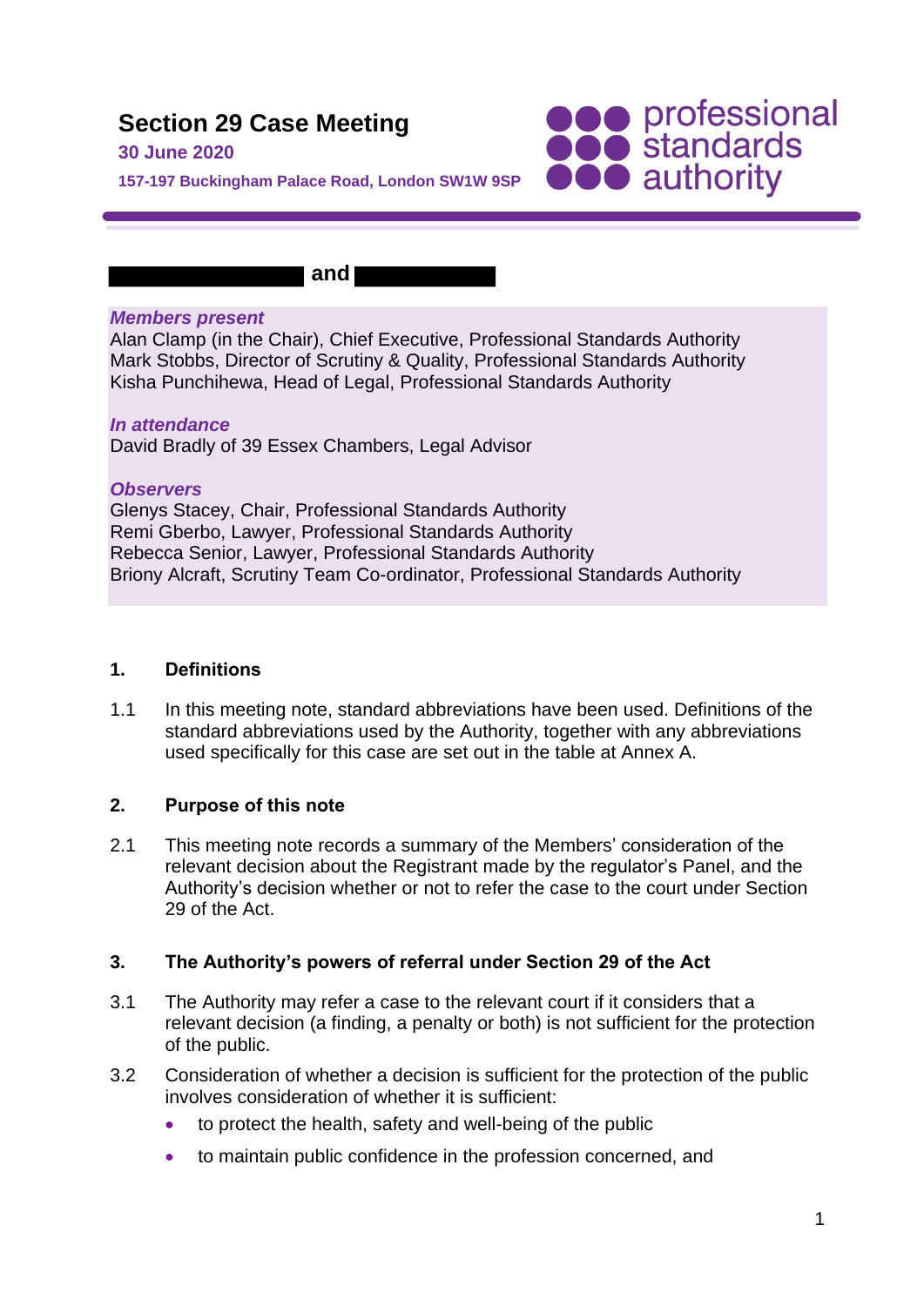# Section 29 Case Meeting

**30 June 2020**

**157-197 Buckingham Palace Road, London SW1W 9SP**

professional standards authority

**[REDACTED] and [REDACTED]**

***Members present***
Alan Clamp (in the Chair), Chief Executive, Professional Standards Authority
Mark Stobbs, Director of Scrutiny & Quality, Professional Standards Authority
Kisha Punchihewa, Head of Legal, Professional Standards Authority

***In attendance***
David Bradly of 39 Essex Chambers, Legal Advisor

***Observers***
Glenys Stacey, Chair, Professional Standards Authority
Remi Gberbo, Lawyer, Professional Standards Authority
Rebecca Senior, Lawyer, Professional Standards Authority
Briony Alcraft, Scrutiny Team Co-ordinator, Professional Standards Authority

## 1. Definitions

1.1 In this meeting note, standard abbreviations have been used. Definitions of the standard abbreviations used by the Authority, together with any abbreviations used specifically for this case are set out in the table at Annex A.

## 2. Purpose of this note

2.1 This meeting note records a summary of the Members' consideration of the relevant decision about the Registrant made by the regulator's Panel, and the Authority's decision whether or not to refer the case to the court under Section 29 of the Act.

## 3. The Authority's powers of referral under Section 29 of the Act

3.1 The Authority may refer a case to the relevant court if it considers that a relevant decision (a finding, a penalty or both) is not sufficient for the protection of the public.

3.2 Consideration of whether a decision is sufficient for the protection of the public involves consideration of whether it is sufficient:

- to protect the health, safety and well-being of the public
- to maintain public confidence in the profession concerned, and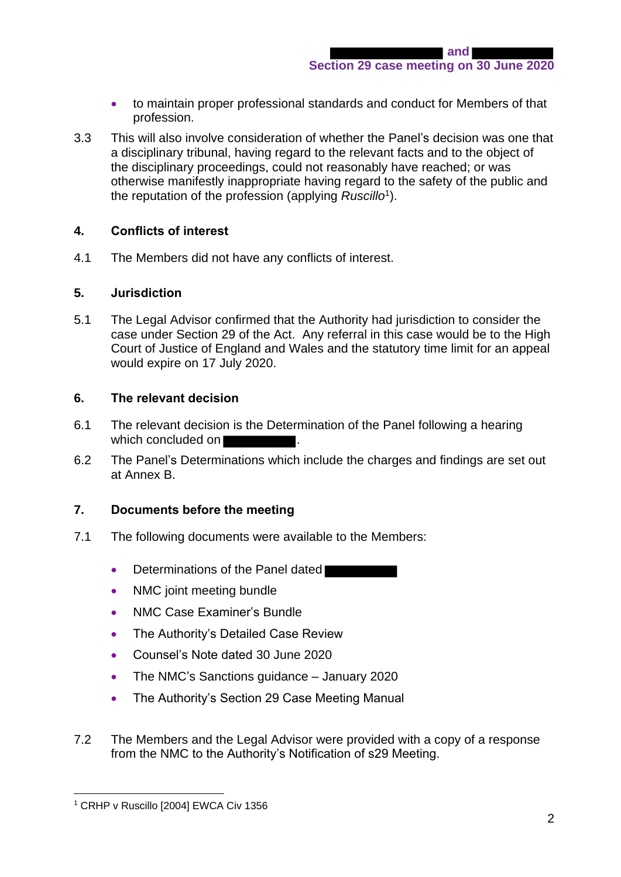- to maintain proper professional standards and conduct for Members of that profession.

3.3 This will also involve consideration of whether the Panel's decision was one that a disciplinary tribunal, having regard to the relevant facts and to the object of the disciplinary proceedings, could not reasonably have reached; or was otherwise manifestly inappropriate having regard to the safety of the public and the reputation of the profession (applying *Ruscillo*[1]).

## 4. Conflicts of interest

4.1 The Members did not have any conflicts of interest.

## 5. Jurisdiction

5.1 The Legal Advisor confirmed that the Authority had jurisdiction to consider the case under Section 29 of the Act. Any referral in this case would be to the High Court of Justice of England and Wales and the statutory time limit for an appeal would expire on 17 July 2020.

## 6. The relevant decision

6.1 The relevant decision is the Determination of the Panel following a hearing which concluded on [REDACTED].

6.2 The Panel's Determinations which include the charges and findings are set out at Annex B.

## 7. Documents before the meeting

7.1 The following documents were available to the Members:

- Determinations of the Panel dated [REDACTED]
- NMC joint meeting bundle
- NMC Case Examiner's Bundle
- The Authority's Detailed Case Review
- Counsel's Note dated 30 June 2020
- The NMC's Sanctions guidance – January 2020
- The Authority's Section 29 Case Meeting Manual

7.2 The Members and the Legal Advisor were provided with a copy of a response from the NMC to the Authority's Notification of s29 Meeting.

---

[1] CRHP v Ruscillo [2004] EWCA Civ 1356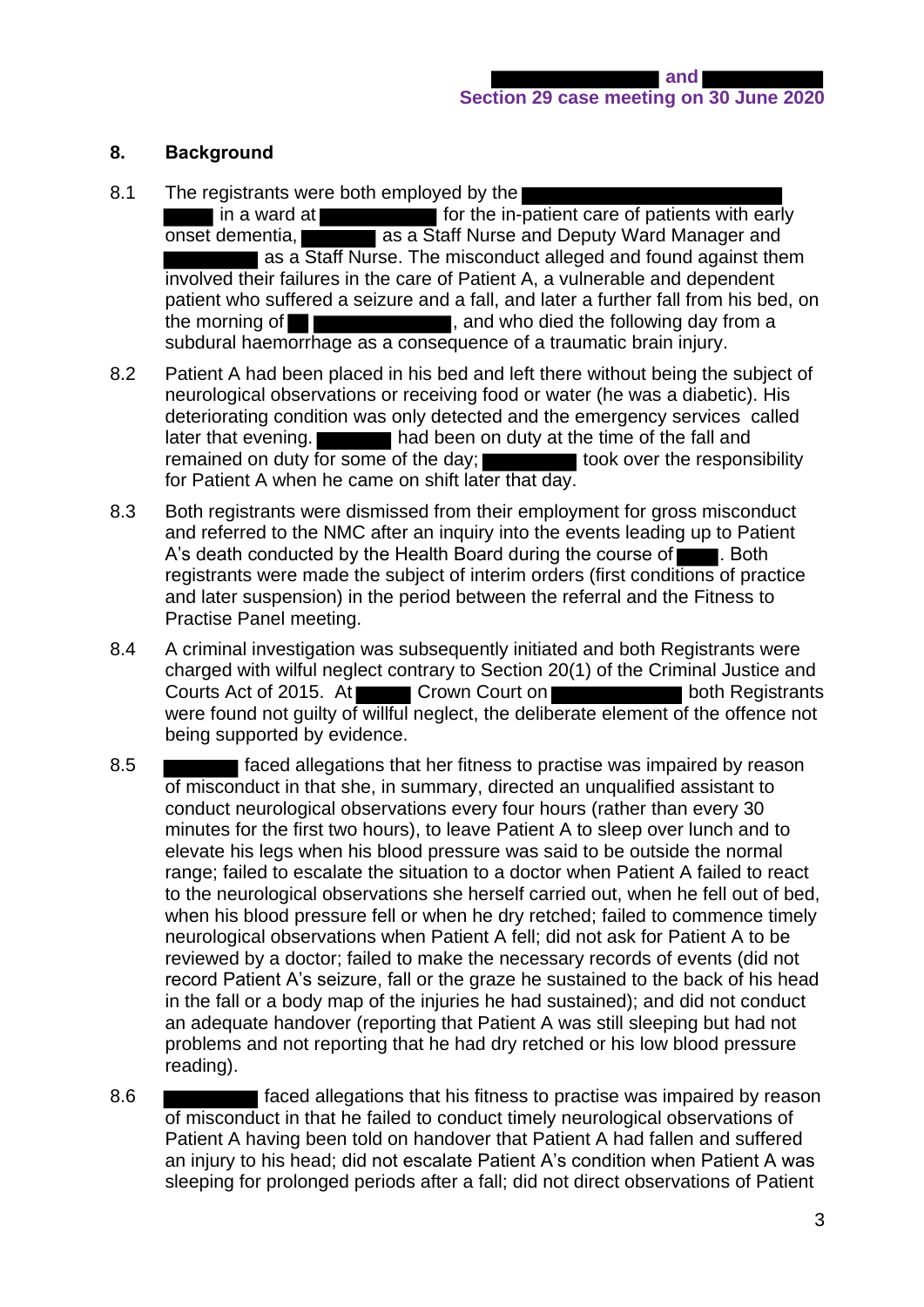## 8. Background

8.1 The registrants were both employed by the in a ward at for the in-patient care of patients with early onset dementia, as a Staff Nurse and Deputy Ward Manager and as a Staff Nurse. The misconduct alleged and found against them involved their failures in the care of Patient A, a vulnerable and dependent patient who suffered a seizure and a fall, and later a further fall from his bed, on the morning of , and who died the following day from a subdural haemorrhage as a consequence of a traumatic brain injury.

8.2 Patient A had been placed in his bed and left there without being the subject of neurological observations or receiving food or water (he was a diabetic). His deteriorating condition was only detected and the emergency services called later that evening. had been on duty at the time of the fall and remained on duty for some of the day; took over the responsibility for Patient A when he came on shift later that day.

8.3 Both registrants were dismissed from their employment for gross misconduct and referred to the NMC after an inquiry into the events leading up to Patient A's death conducted by the Health Board during the course of . Both registrants were made the subject of interim orders (first conditions of practice and later suspension) in the period between the referral and the Fitness to Practise Panel meeting.

8.4 A criminal investigation was subsequently initiated and both Registrants were charged with wilful neglect contrary to Section 20(1) of the Criminal Justice and Courts Act of 2015. At Crown Court on both Registrants were found not guilty of willful neglect, the deliberate element of the offence not being supported by evidence.

8.5 faced allegations that her fitness to practise was impaired by reason of misconduct in that she, in summary, directed an unqualified assistant to conduct neurological observations every four hours (rather than every 30 minutes for the first two hours), to leave Patient A to sleep over lunch and to elevate his legs when his blood pressure was said to be outside the normal range; failed to escalate the situation to a doctor when Patient A failed to react to the neurological observations she herself carried out, when he fell out of bed, when his blood pressure fell or when he dry retched; failed to commence timely neurological observations when Patient A fell; did not ask for Patient A to be reviewed by a doctor; failed to make the necessary records of events (did not record Patient A's seizure, fall or the graze he sustained to the back of his head in the fall or a body map of the injuries he had sustained); and did not conduct an adequate handover (reporting that Patient A was still sleeping but had not problems and not reporting that he had dry retched or his low blood pressure reading).

8.6 faced allegations that his fitness to practise was impaired by reason of misconduct in that he failed to conduct timely neurological observations of Patient A having been told on handover that Patient A had fallen and suffered an injury to his head; did not escalate Patient A's condition when Patient A was sleeping for prolonged periods after a fall; did not direct observations of Patient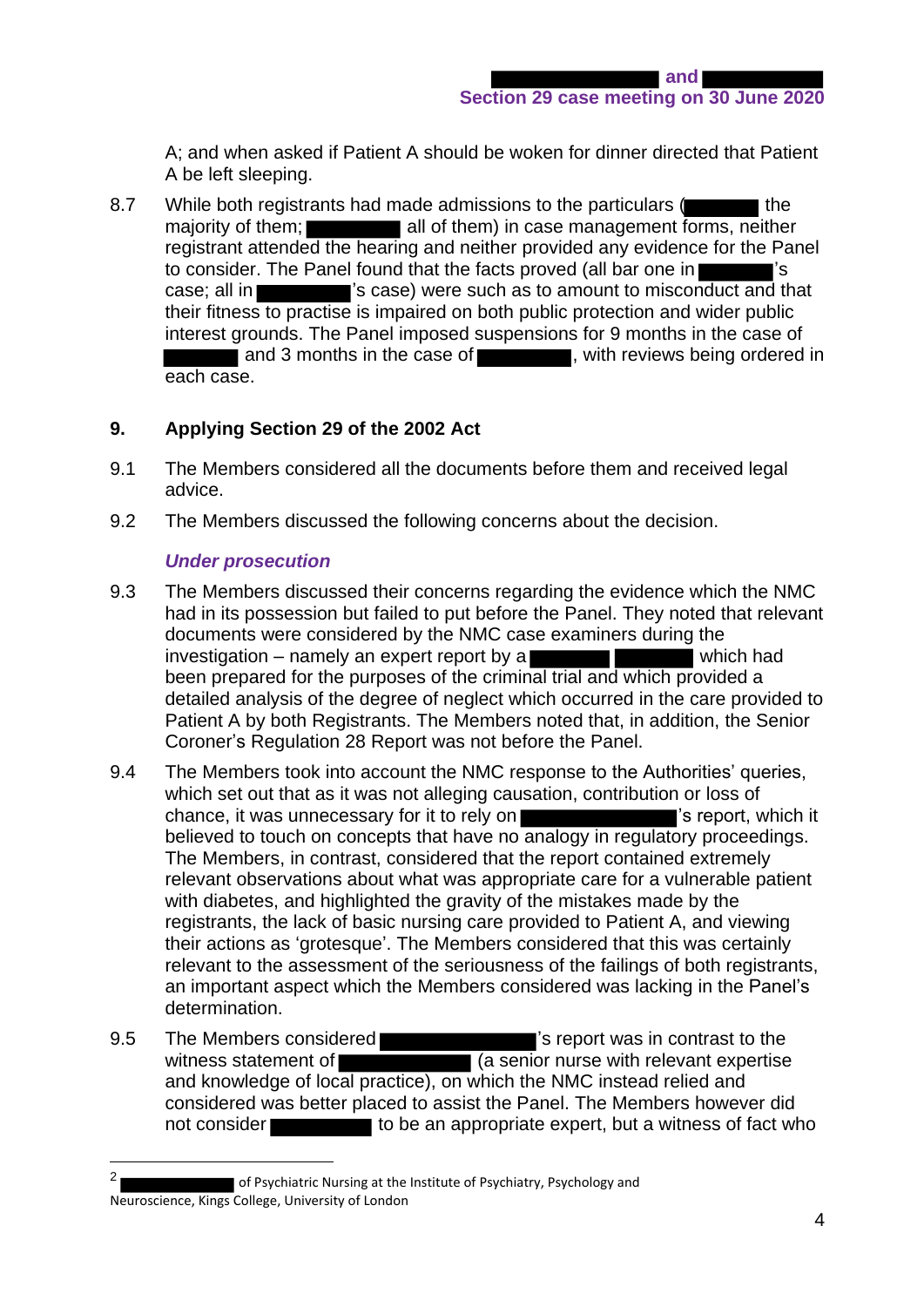A; and when asked if Patient A should be woken for dinner directed that Patient A be left sleeping.

8.7 While both registrants had made admissions to the particulars (█████ the majority of them; █████ all of them) in case management forms, neither registrant attended the hearing and neither provided any evidence for the Panel to consider. The Panel found that the facts proved (all bar one in █████'s case; all in █████'s case) were such as to amount to misconduct and that their fitness to practise is impaired on both public protection and wider public interest grounds. The Panel imposed suspensions for 9 months in the case of █████ and 3 months in the case of █████, with reviews being ordered in each case.

## 9. Applying Section 29 of the 2002 Act

9.1 The Members considered all the documents before them and received legal advice.

9.2 The Members discussed the following concerns about the decision.

### *Under prosecution*

9.3 The Members discussed their concerns regarding the evidence which the NMC had in its possession but failed to put before the Panel. They noted that relevant documents were considered by the NMC case examiners during the investigation – namely an expert report by a █████ █████ which had been prepared for the purposes of the criminal trial and which provided a detailed analysis of the degree of neglect which occurred in the care provided to Patient A by both Registrants. The Members noted that, in addition, the Senior Coroner's Regulation 28 Report was not before the Panel.

9.4 The Members took into account the NMC response to the Authorities' queries, which set out that as it was not alleging causation, contribution or loss of chance, it was unnecessary for it to rely on █████'s report, which it believed to touch on concepts that have no analogy in regulatory proceedings. The Members, in contrast, considered that the report contained extremely relevant observations about what was appropriate care for a vulnerable patient with diabetes, and highlighted the gravity of the mistakes made by the registrants, the lack of basic nursing care provided to Patient A, and viewing their actions as 'grotesque'. The Members considered that this was certainly relevant to the assessment of the seriousness of the failings of both registrants, an important aspect which the Members considered was lacking in the Panel's determination.

9.5 The Members considered █████'s report was in contrast to the witness statement of █████ (a senior nurse with relevant expertise and knowledge of local practice), on which the NMC instead relied and considered was better placed to assist the Panel. The Members however did not consider █████ to be an appropriate expert, but a witness of fact who

[2] █████ of Psychiatric Nursing at the Institute of Psychiatry, Psychology and Neuroscience, Kings College, University of London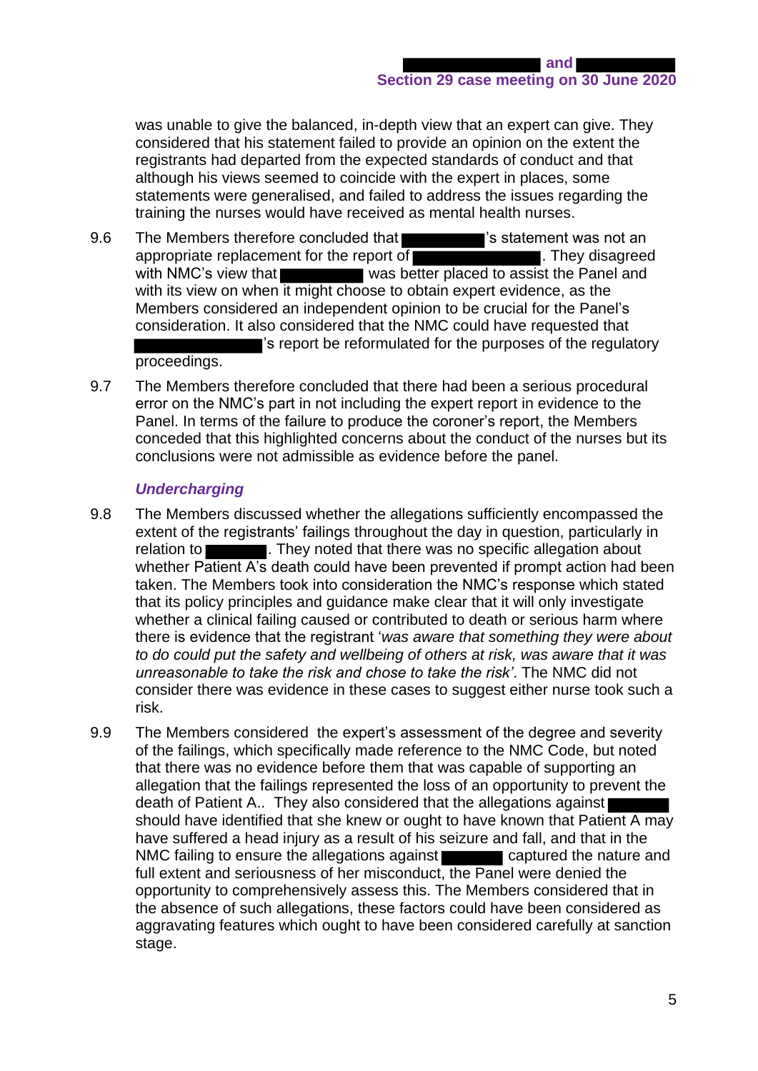was unable to give the balanced, in-depth view that an expert can give. They considered that his statement failed to provide an opinion on the extent the registrants had departed from the expected standards of conduct and that although his views seemed to coincide with the expert in places, some statements were generalised, and failed to address the issues regarding the training the nurses would have received as mental health nurses.

9.6 The Members therefore concluded that ███████'s statement was not an appropriate replacement for the report of ███████. They disagreed with NMC's view that ███████ was better placed to assist the Panel and with its view on when it might choose to obtain expert evidence, as the Members considered an independent opinion to be crucial for the Panel's consideration. It also considered that the NMC could have requested that ███████'s report be reformulated for the purposes of the regulatory proceedings.

9.7 The Members therefore concluded that there had been a serious procedural error on the NMC's part in not including the expert report in evidence to the Panel. In terms of the failure to produce the coroner's report, the Members conceded that this highlighted concerns about the conduct of the nurses but its conclusions were not admissible as evidence before the panel.

### *Undercharging*

9.8 The Members discussed whether the allegations sufficiently encompassed the extent of the registrants' failings throughout the day in question, particularly in relation to ███████. They noted that there was no specific allegation about whether Patient A's death could have been prevented if prompt action had been taken. The Members took into consideration the NMC's response which stated that its policy principles and guidance make clear that it will only investigate whether a clinical failing caused or contributed to death or serious harm where there is evidence that the registrant '*was aware that something they were about to do could put the safety and wellbeing of others at risk, was aware that it was unreasonable to take the risk and chose to take the risk*'. The NMC did not consider there was evidence in these cases to suggest either nurse took such a risk.

9.9 The Members considered the expert's assessment of the degree and severity of the failings, which specifically made reference to the NMC Code, but noted that there was no evidence before them that was capable of supporting an allegation that the failings represented the loss of an opportunity to prevent the death of Patient A.. They also considered that the allegations against ███████ should have identified that she knew or ought to have known that Patient A may have suffered a head injury as a result of his seizure and fall, and that in the NMC failing to ensure the allegations against ███████ captured the nature and full extent and seriousness of her misconduct, the Panel were denied the opportunity to comprehensively assess this. The Members considered that in the absence of such allegations, these factors could have been considered as aggravating features which ought to have been considered carefully at sanction stage.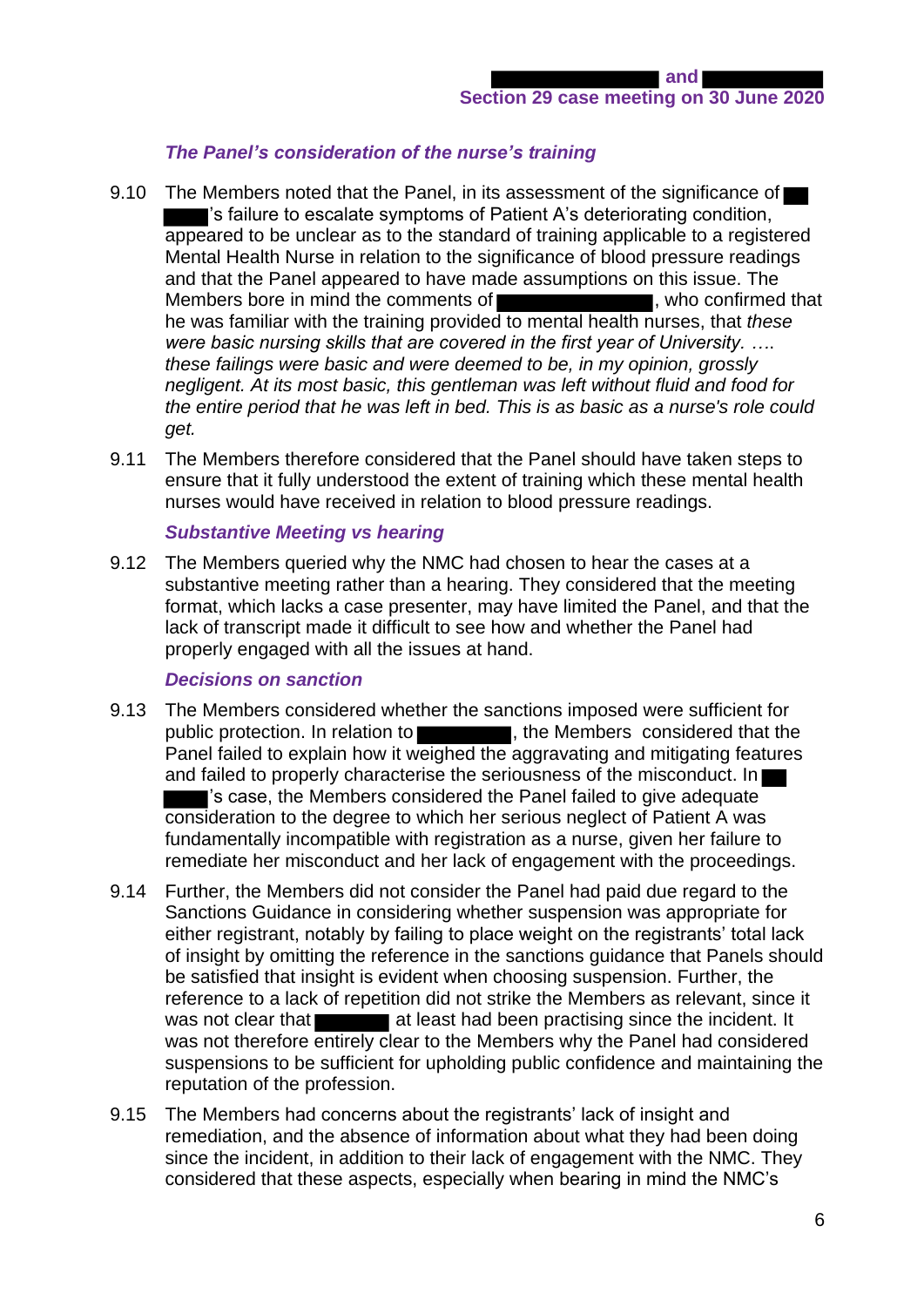### *The Panel's consideration of the nurse's training*

9.10 The Members noted that the Panel, in its assessment of the significance of ████'s failure to escalate symptoms of Patient A's deteriorating condition, appeared to be unclear as to the standard of training applicable to a registered Mental Health Nurse in relation to the significance of blood pressure readings and that the Panel appeared to have made assumptions on this issue. The Members bore in mind the comments of ████████, who confirmed that he was familiar with the training provided to mental health nurses, that *these were basic nursing skills that are covered in the first year of University. …. these failings were basic and were deemed to be, in my opinion, grossly negligent. At its most basic, this gentleman was left without fluid and food for the entire period that he was left in bed. This is as basic as a nurse's role could get.*

9.11 The Members therefore considered that the Panel should have taken steps to ensure that it fully understood the extent of training which these mental health nurses would have received in relation to blood pressure readings.

### *Substantive Meeting vs hearing*

9.12 The Members queried why the NMC had chosen to hear the cases at a substantive meeting rather than a hearing. They considered that the meeting format, which lacks a case presenter, may have limited the Panel, and that the lack of transcript made it difficult to see how and whether the Panel had properly engaged with all the issues at hand.

### *Decisions on sanction*

9.13 The Members considered whether the sanctions imposed were sufficient for public protection. In relation to █████, the Members considered that the Panel failed to explain how it weighed the aggravating and mitigating features and failed to properly characterise the seriousness of the misconduct. In ████'s case, the Members considered the Panel failed to give adequate consideration to the degree to which her serious neglect of Patient A was fundamentally incompatible with registration as a nurse, given her failure to remediate her misconduct and her lack of engagement with the proceedings.

9.14 Further, the Members did not consider the Panel had paid due regard to the Sanctions Guidance in considering whether suspension was appropriate for either registrant, notably by failing to place weight on the registrants' total lack of insight by omitting the reference in the sanctions guidance that Panels should be satisfied that insight is evident when choosing suspension. Further, the reference to a lack of repetition did not strike the Members as relevant, since it was not clear that ████ at least had been practising since the incident. It was not therefore entirely clear to the Members why the Panel had considered suspensions to be sufficient for upholding public confidence and maintaining the reputation of the profession.

9.15 The Members had concerns about the registrants' lack of insight and remediation, and the absence of information about what they had been doing since the incident, in addition to their lack of engagement with the NMC. They considered that these aspects, especially when bearing in mind the NMC's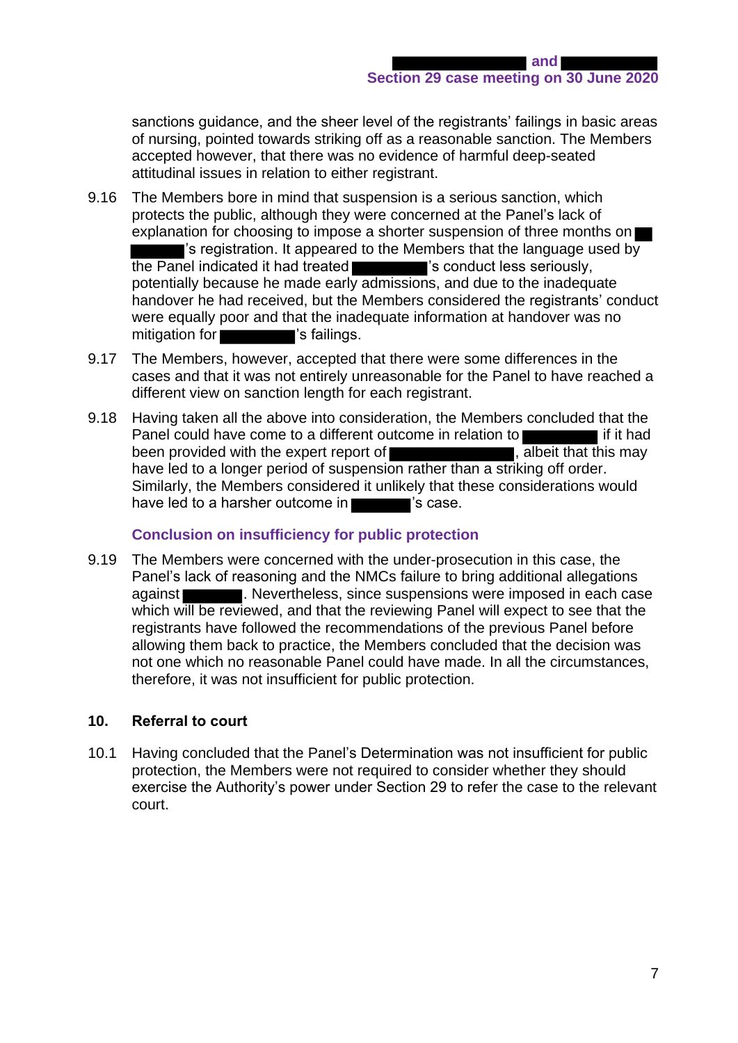sanctions guidance, and the sheer level of the registrants' failings in basic areas of nursing, pointed towards striking off as a reasonable sanction. The Members accepted however, that there was no evidence of harmful deep-seated attitudinal issues in relation to either registrant.

9.16 The Members bore in mind that suspension is a serious sanction, which protects the public, although they were concerned at the Panel's lack of explanation for choosing to impose a shorter suspension of three months on ██ ██████'s registration. It appeared to the Members that the language used by the Panel indicated it had treated ██████████'s conduct less seriously, potentially because he made early admissions, and due to the inadequate handover he had received, but the Members considered the registrants' conduct were equally poor and that the inadequate information at handover was no mitigation for ██████████'s failings.

9.17 The Members, however, accepted that there were some differences in the cases and that it was not entirely unreasonable for the Panel to have reached a different view on sanction length for each registrant.

9.18 Having taken all the above into consideration, the Members concluded that the Panel could have come to a different outcome in relation to ██████████ if it had been provided with the expert report of ████████████████, albeit that this may have led to a longer period of suspension rather than a striking off order. Similarly, the Members considered it unlikely that these considerations would have led to a harsher outcome in ████████'s case.

### Conclusion on insufficiency for public protection

9.19 The Members were concerned with the under-prosecution in this case, the Panel's lack of reasoning and the NMCs failure to bring additional allegations against ████████. Nevertheless, since suspensions were imposed in each case which will be reviewed, and that the reviewing Panel will expect to see that the registrants have followed the recommendations of the previous Panel before allowing them back to practice, the Members concluded that the decision was not one which no reasonable Panel could have made. In all the circumstances, therefore, it was not insufficient for public protection.

## 10. Referral to court

10.1 Having concluded that the Panel's Determination was not insufficient for public protection, the Members were not required to consider whether they should exercise the Authority's power under Section 29 to refer the case to the relevant court.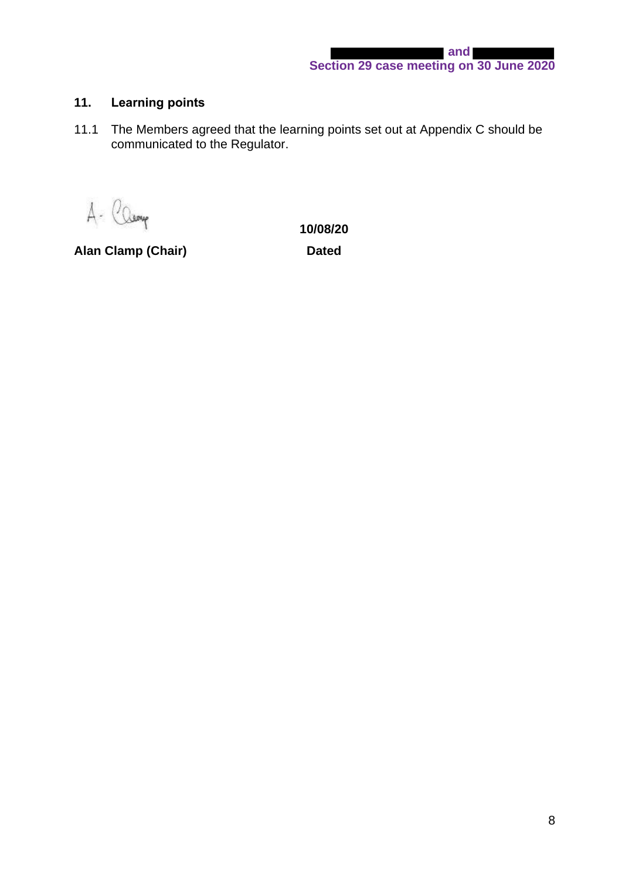## 11. Learning points

11.1 The Members agreed that the learning points set out at Appendix C should be communicated to the Regulator.

**Alan Clamp (Chair)**

**10/08/20**

**Dated**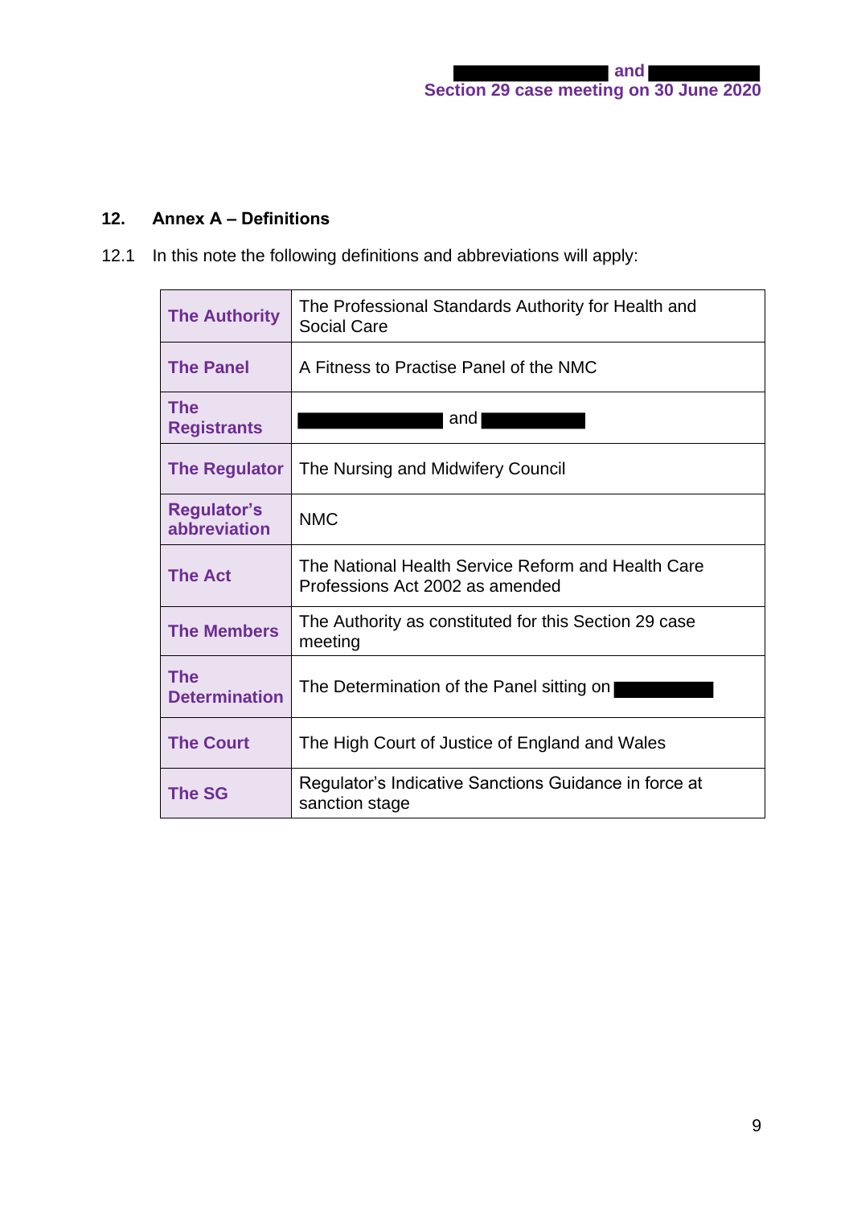## 12. Annex A – Definitions

12.1 In this note the following definitions and abbreviations will apply:

| | |
|---|---|
| **The Authority** | The Professional Standards Authority for Health and Social Care |
| **The Panel** | A Fitness to Practise Panel of the NMC |
| **The Registrants** | [REDACTED] and [REDACTED] |
| **The Regulator** | The Nursing and Midwifery Council |
| **Regulator's abbreviation** | NMC |
| **The Act** | The National Health Service Reform and Health Care Professions Act 2002 as amended |
| **The Members** | The Authority as constituted for this Section 29 case meeting |
| **The Determination** | The Determination of the Panel sitting on [REDACTED] |
| **The Court** | The High Court of Justice of England and Wales |
| **The SG** | Regulator's Indicative Sanctions Guidance in force at sanction stage |